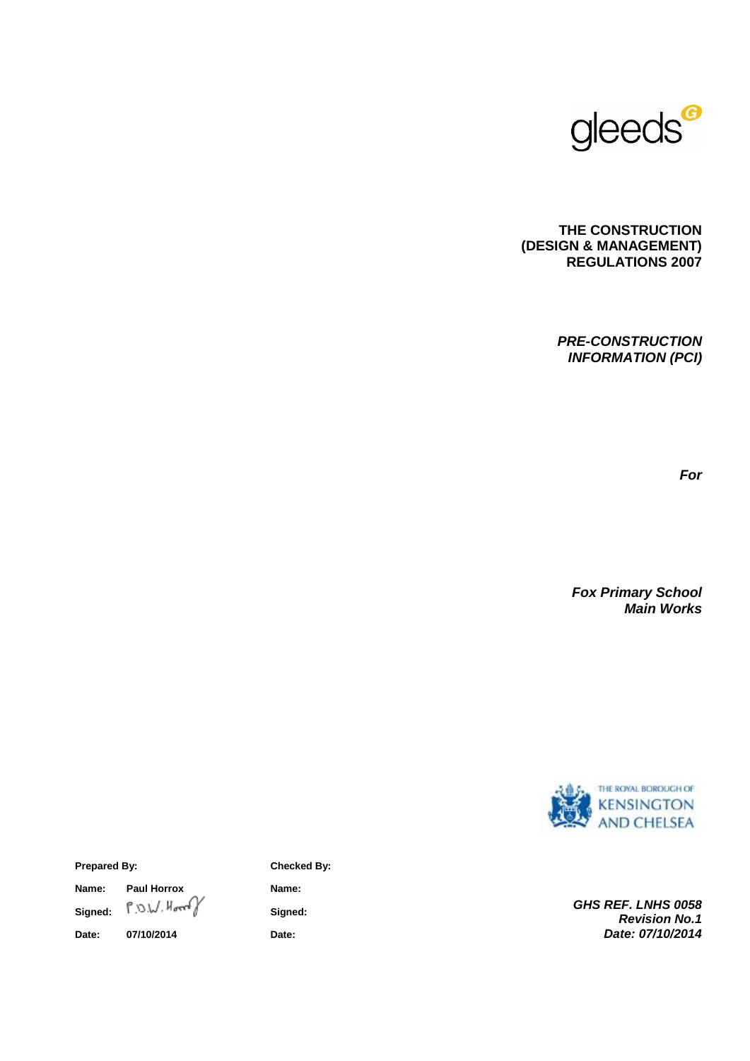gleeds

**THE CONSTRUCTION (DESIGN & MANAGEMENT) REGULATIONS 2007**

***PRE-CONSTRUCTION INFORMATION (PCI)***

***For***

***Fox Primary School Main Works***

THE ROYAL BOROUGH OF KENSINGTON AND CHELSEA

| **Prepared By:** | | **Checked By:** | |
|---|---|---|---|
| **Name:** | **Paul Horrox** | **Name:** | |
| **Signed:** | P.D.W. Horrox | **Signed:** | |
| **Date:** | **07/10/2014** | **Date:** | |

***GHS REF. LNHS 0058***
***Revision No.1***
***Date: 07/10/2014***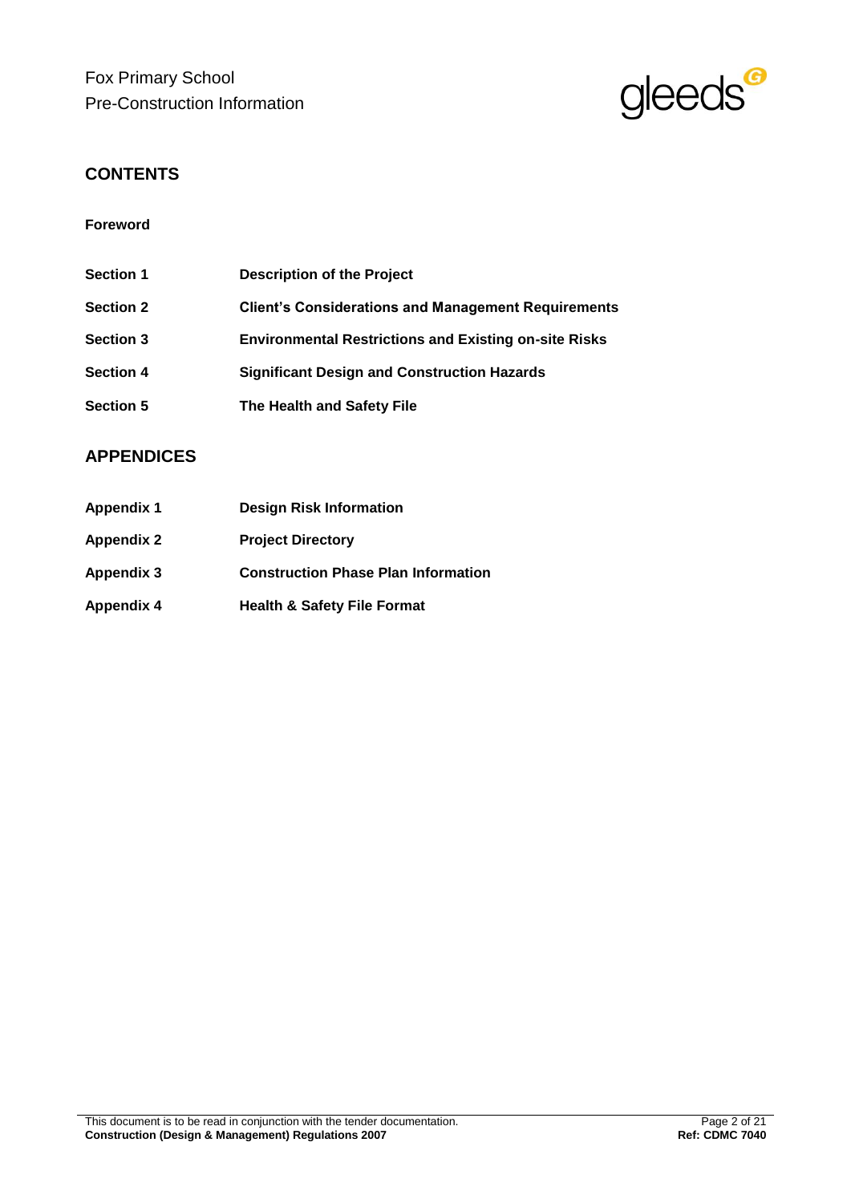## CONTENTS

**Foreword**

| | |
|---|---|
| **Section 1** | **Description of the Project** |
| **Section 2** | **Client's Considerations and Management Requirements** |
| **Section 3** | **Environmental Restrictions and Existing on-site Risks** |
| **Section 4** | **Significant Design and Construction Hazards** |
| **Section 5** | **The Health and Safety File** |

## APPENDICES

| | |
|---|---|
| **Appendix 1** | **Design Risk Information** |
| **Appendix 2** | **Project Directory** |
| **Appendix 3** | **Construction Phase Plan Information** |
| **Appendix 4** | **Health & Safety File Format** |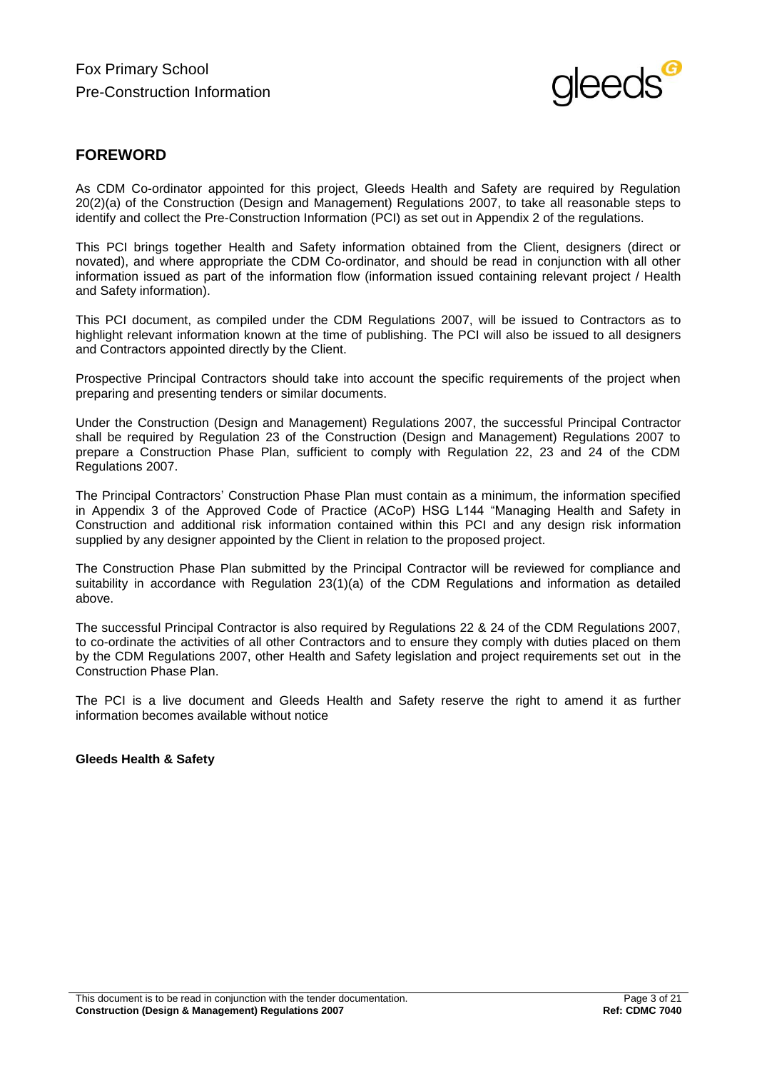## FOREWORD

As CDM Co-ordinator appointed for this project, Gleeds Health and Safety are required by Regulation 20(2)(a) of the Construction (Design and Management) Regulations 2007, to take all reasonable steps to identify and collect the Pre-Construction Information (PCI) as set out in Appendix 2 of the regulations.

This PCI brings together Health and Safety information obtained from the Client, designers (direct or novated), and where appropriate the CDM Co-ordinator, and should be read in conjunction with all other information issued as part of the information flow (information issued containing relevant project / Health and Safety information).

This PCI document, as compiled under the CDM Regulations 2007, will be issued to Contractors as to highlight relevant information known at the time of publishing. The PCI will also be issued to all designers and Contractors appointed directly by the Client.

Prospective Principal Contractors should take into account the specific requirements of the project when preparing and presenting tenders or similar documents.

Under the Construction (Design and Management) Regulations 2007, the successful Principal Contractor shall be required by Regulation 23 of the Construction (Design and Management) Regulations 2007 to prepare a Construction Phase Plan, sufficient to comply with Regulation 22, 23 and 24 of the CDM Regulations 2007.

The Principal Contractors' Construction Phase Plan must contain as a minimum, the information specified in Appendix 3 of the Approved Code of Practice (ACoP) HSG L144 "Managing Health and Safety in Construction and additional risk information contained within this PCI and any design risk information supplied by any designer appointed by the Client in relation to the proposed project.

The Construction Phase Plan submitted by the Principal Contractor will be reviewed for compliance and suitability in accordance with Regulation 23(1)(a) of the CDM Regulations and information as detailed above.

The successful Principal Contractor is also required by Regulations 22 & 24 of the CDM Regulations 2007, to co-ordinate the activities of all other Contractors and to ensure they comply with duties placed on them by the CDM Regulations 2007, other Health and Safety legislation and project requirements set out in the Construction Phase Plan.

The PCI is a live document and Gleeds Health and Safety reserve the right to amend it as further information becomes available without notice

**Gleeds Health & Safety**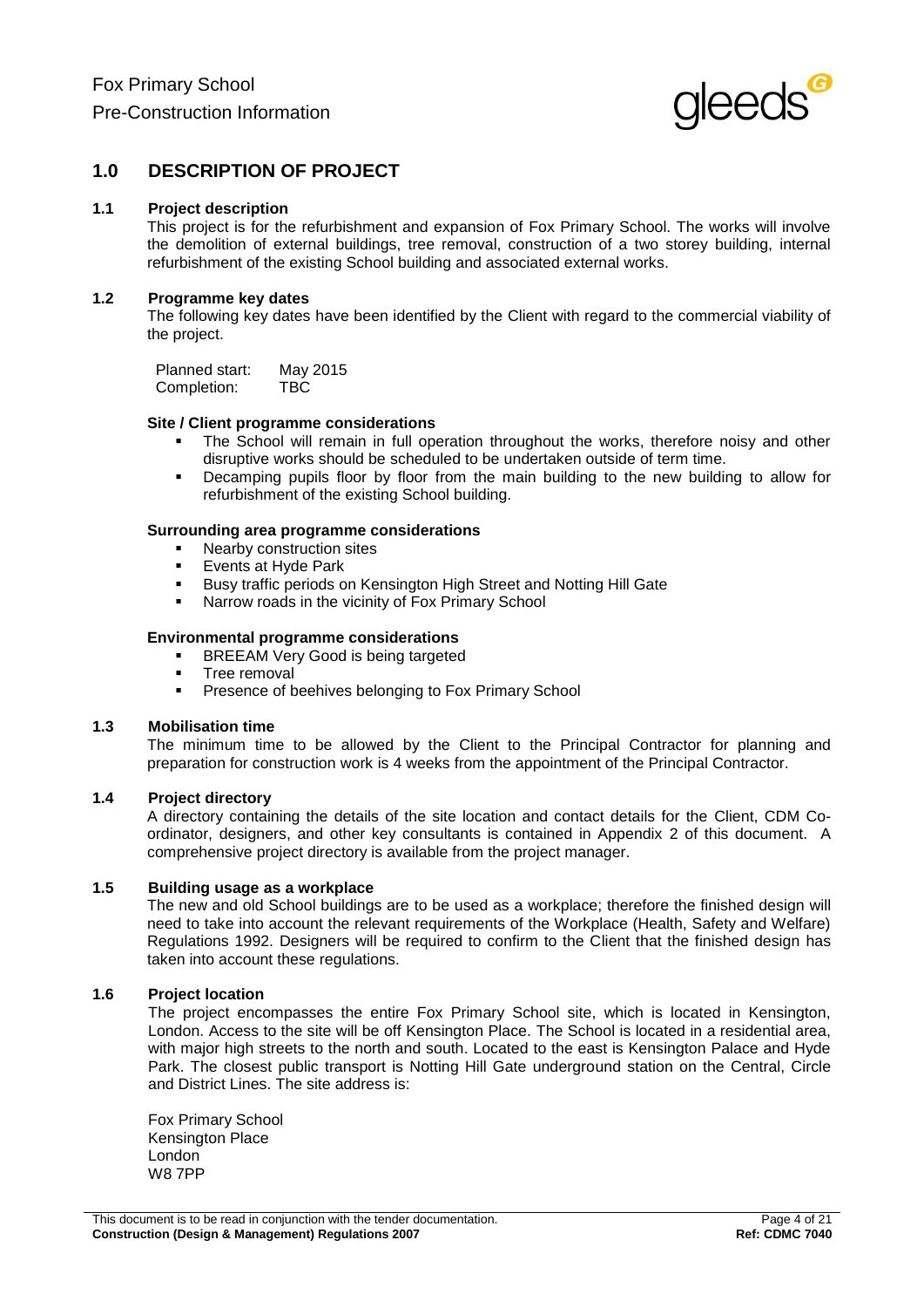## 1.0 DESCRIPTION OF PROJECT

### 1.1 Project description

This project is for the refurbishment and expansion of Fox Primary School. The works will involve the demolition of external buildings, tree removal, construction of a two storey building, internal refurbishment of the existing School building and associated external works.

### 1.2 Programme key dates

The following key dates have been identified by the Client with regard to the commercial viability of the project.

Planned start: May 2015
Completion: TBC

**Site / Client programme considerations**

- The School will remain in full operation throughout the works, therefore noisy and other disruptive works should be scheduled to be undertaken outside of term time.
- Decamping pupils floor by floor from the main building to the new building to allow for refurbishment of the existing School building.

**Surrounding area programme considerations**

- Nearby construction sites
- Events at Hyde Park
- Busy traffic periods on Kensington High Street and Notting Hill Gate
- Narrow roads in the vicinity of Fox Primary School

**Environmental programme considerations**

- BREEAM Very Good is being targeted
- Tree removal
- Presence of beehives belonging to Fox Primary School

### 1.3 Mobilisation time

The minimum time to be allowed by the Client to the Principal Contractor for planning and preparation for construction work is 4 weeks from the appointment of the Principal Contractor.

### 1.4 Project directory

A directory containing the details of the site location and contact details for the Client, CDM Co-ordinator, designers, and other key consultants is contained in Appendix 2 of this document. A comprehensive project directory is available from the project manager.

### 1.5 Building usage as a workplace

The new and old School buildings are to be used as a workplace; therefore the finished design will need to take into account the relevant requirements of the Workplace (Health, Safety and Welfare) Regulations 1992. Designers will be required to confirm to the Client that the finished design has taken into account these regulations.

### 1.6 Project location

The project encompasses the entire Fox Primary School site, which is located in Kensington, London. Access to the site will be off Kensington Place. The School is located in a residential area, with major high streets to the north and south. Located to the east is Kensington Palace and Hyde Park. The closest public transport is Notting Hill Gate underground station on the Central, Circle and District Lines. The site address is:

Fox Primary School
Kensington Place
London
W8 7PP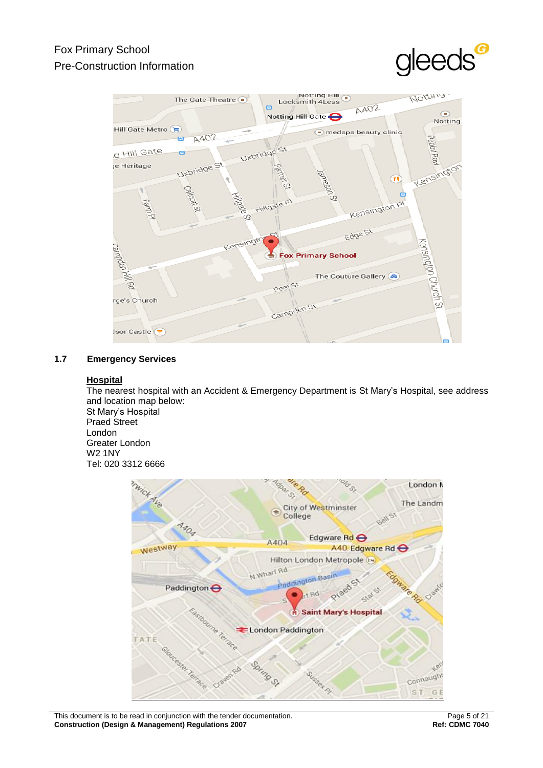### 1.7 Emergency Services

**Hospital**

The nearest hospital with an Accident & Emergency Department is St Mary's Hospital, see address and location map below:

St Mary's Hospital
Praed Street
London
Greater London
W2 1NY
Tel: 020 3312 6666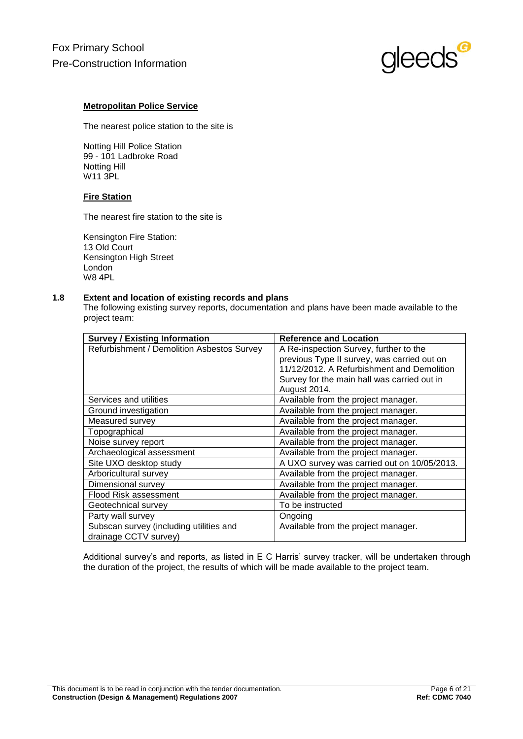**Metropolitan Police Service**

The nearest police station to the site is

Notting Hill Police Station
99 - 101 Ladbroke Road
Notting Hill
W11 3PL

**Fire Station**

The nearest fire station to the site is

Kensington Fire Station:
13 Old Court
Kensington High Street
London
W8 4PL

### 1.8 Extent and location of existing records and plans

The following existing survey reports, documentation and plans have been made available to the project team:

| Survey / Existing Information | Reference and Location |
|---|---|
| Refurbishment / Demolition Asbestos Survey | A Re-inspection Survey, further to the previous Type II survey, was carried out on 11/12/2012. A Refurbishment and Demolition Survey for the main hall was carried out in August 2014. |
| Services and utilities | Available from the project manager. |
| Ground investigation | Available from the project manager. |
| Measured survey | Available from the project manager. |
| Topographical | Available from the project manager. |
| Noise survey report | Available from the project manager. |
| Archaeological assessment | Available from the project manager. |
| Site UXO desktop study | A UXO survey was carried out on 10/05/2013. |
| Arboricultural survey | Available from the project manager. |
| Dimensional survey | Available from the project manager. |
| Flood Risk assessment | Available from the project manager. |
| Geotechnical survey | To be instructed |
| Party wall survey | Ongoing |
| Subscan survey (including utilities and drainage CCTV survey) | Available from the project manager. |

Additional survey's and reports, as listed in E C Harris' survey tracker, will be undertaken through the duration of the project, the results of which will be made available to the project team.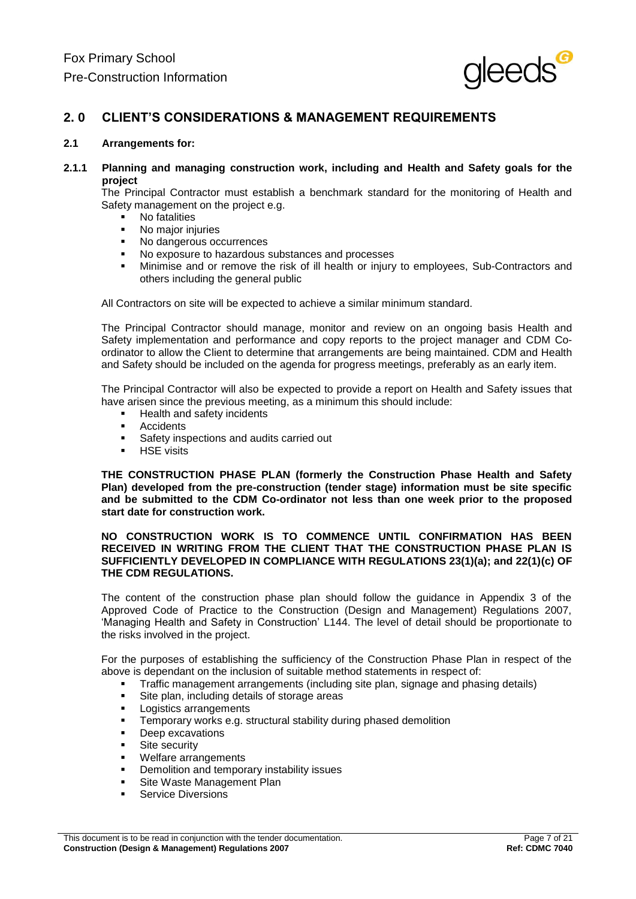## 2. 0 CLIENT'S CONSIDERATIONS & MANAGEMENT REQUIREMENTS

### 2.1 Arrangements for:

#### 2.1.1 Planning and managing construction work, including and Health and Safety goals for the project

The Principal Contractor must establish a benchmark standard for the monitoring of Health and Safety management on the project e.g.

- No fatalities
- No major injuries
- No dangerous occurrences
- No exposure to hazardous substances and processes
- Minimise and or remove the risk of ill health or injury to employees, Sub-Contractors and others including the general public

All Contractors on site will be expected to achieve a similar minimum standard.

The Principal Contractor should manage, monitor and review on an ongoing basis Health and Safety implementation and performance and copy reports to the project manager and CDM Co-ordinator to allow the Client to determine that arrangements are being maintained. CDM and Health and Safety should be included on the agenda for progress meetings, preferably as an early item.

The Principal Contractor will also be expected to provide a report on Health and Safety issues that have arisen since the previous meeting, as a minimum this should include:

- Health and safety incidents
- Accidents
- Safety inspections and audits carried out
- HSE visits

**THE CONSTRUCTION PHASE PLAN (formerly the Construction Phase Health and Safety Plan) developed from the pre-construction (tender stage) information must be site specific and be submitted to the CDM Co-ordinator not less than one week prior to the proposed start date for construction work.**

**NO CONSTRUCTION WORK IS TO COMMENCE UNTIL CONFIRMATION HAS BEEN RECEIVED IN WRITING FROM THE CLIENT THAT THE CONSTRUCTION PHASE PLAN IS SUFFICIENTLY DEVELOPED IN COMPLIANCE WITH REGULATIONS 23(1)(a); and 22(1)(c) OF THE CDM REGULATIONS.**

The content of the construction phase plan should follow the guidance in Appendix 3 of the Approved Code of Practice to the Construction (Design and Management) Regulations 2007, 'Managing Health and Safety in Construction' L144. The level of detail should be proportionate to the risks involved in the project.

For the purposes of establishing the sufficiency of the Construction Phase Plan in respect of the above is dependant on the inclusion of suitable method statements in respect of:

- Traffic management arrangements (including site plan, signage and phasing details)
- Site plan, including details of storage areas
- Logistics arrangements
- Temporary works e.g. structural stability during phased demolition
- Deep excavations
- Site security
- Welfare arrangements
- Demolition and temporary instability issues
- Site Waste Management Plan
- Service Diversions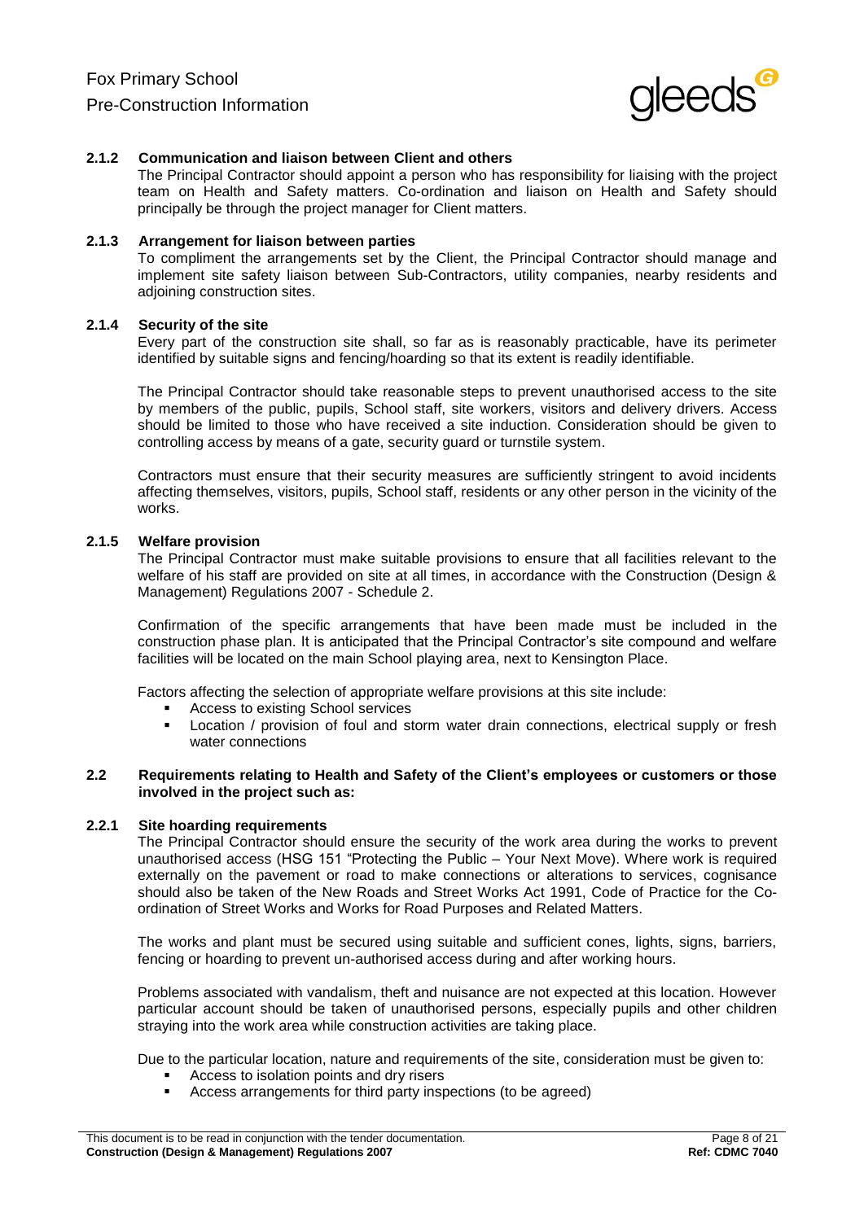#### 2.1.2 Communication and liaison between Client and others

The Principal Contractor should appoint a person who has responsibility for liaising with the project team on Health and Safety matters. Co-ordination and liaison on Health and Safety should principally be through the project manager for Client matters.

#### 2.1.3 Arrangement for liaison between parties

To compliment the arrangements set by the Client, the Principal Contractor should manage and implement site safety liaison between Sub-Contractors, utility companies, nearby residents and adjoining construction sites.

#### 2.1.4 Security of the site

Every part of the construction site shall, so far as is reasonably practicable, have its perimeter identified by suitable signs and fencing/hoarding so that its extent is readily identifiable.

The Principal Contractor should take reasonable steps to prevent unauthorised access to the site by members of the public, pupils, School staff, site workers, visitors and delivery drivers. Access should be limited to those who have received a site induction. Consideration should be given to controlling access by means of a gate, security guard or turnstile system.

Contractors must ensure that their security measures are sufficiently stringent to avoid incidents affecting themselves, visitors, pupils, School staff, residents or any other person in the vicinity of the works.

#### 2.1.5 Welfare provision

The Principal Contractor must make suitable provisions to ensure that all facilities relevant to the welfare of his staff are provided on site at all times, in accordance with the Construction (Design & Management) Regulations 2007 - Schedule 2.

Confirmation of the specific arrangements that have been made must be included in the construction phase plan. It is anticipated that the Principal Contractor's site compound and welfare facilities will be located on the main School playing area, next to Kensington Place.

Factors affecting the selection of appropriate welfare provisions at this site include:

- Access to existing School services
- Location / provision of foul and storm water drain connections, electrical supply or fresh water connections

### 2.2 Requirements relating to Health and Safety of the Client's employees or customers or those involved in the project such as:

#### 2.2.1 Site hoarding requirements

The Principal Contractor should ensure the security of the work area during the works to prevent unauthorised access (HSG 151 "Protecting the Public – Your Next Move). Where work is required externally on the pavement or road to make connections or alterations to services, cognisance should also be taken of the New Roads and Street Works Act 1991, Code of Practice for the Co-ordination of Street Works and Works for Road Purposes and Related Matters.

The works and plant must be secured using suitable and sufficient cones, lights, signs, barriers, fencing or hoarding to prevent un-authorised access during and after working hours.

Problems associated with vandalism, theft and nuisance are not expected at this location. However particular account should be taken of unauthorised persons, especially pupils and other children straying into the work area while construction activities are taking place.

Due to the particular location, nature and requirements of the site, consideration must be given to:

- Access to isolation points and dry risers
- Access arrangements for third party inspections (to be agreed)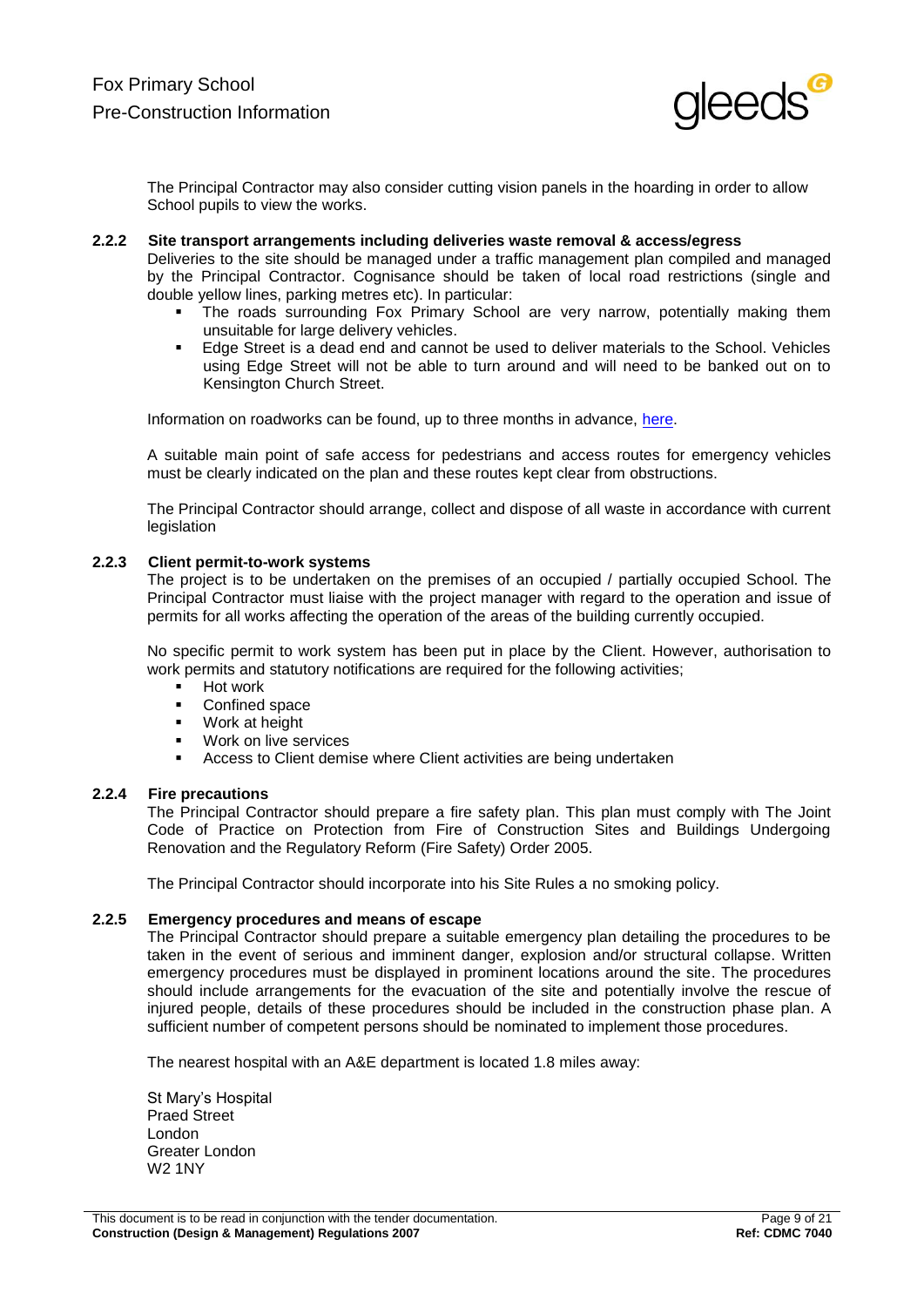The Principal Contractor may also consider cutting vision panels in the hoarding in order to allow School pupils to view the works.

#### 2.2.2 Site transport arrangements including deliveries waste removal & access/egress

Deliveries to the site should be managed under a traffic management plan compiled and managed by the Principal Contractor. Cognisance should be taken of local road restrictions (single and double yellow lines, parking metres etc). In particular:

- The roads surrounding Fox Primary School are very narrow, potentially making them unsuitable for large delivery vehicles.
- Edge Street is a dead end and cannot be used to deliver materials to the School. Vehicles using Edge Street will not be able to turn around and will need to be banked out on to Kensington Church Street.

Information on roadworks can be found, up to three months in advance, here.

A suitable main point of safe access for pedestrians and access routes for emergency vehicles must be clearly indicated on the plan and these routes kept clear from obstructions.

The Principal Contractor should arrange, collect and dispose of all waste in accordance with current legislation

#### 2.2.3 Client permit-to-work systems

The project is to be undertaken on the premises of an occupied / partially occupied School. The Principal Contractor must liaise with the project manager with regard to the operation and issue of permits for all works affecting the operation of the areas of the building currently occupied.

No specific permit to work system has been put in place by the Client. However, authorisation to work permits and statutory notifications are required for the following activities;

- Hot work
- Confined space
- Work at height
- Work on live services
- Access to Client demise where Client activities are being undertaken

#### 2.2.4 Fire precautions

The Principal Contractor should prepare a fire safety plan. This plan must comply with The Joint Code of Practice on Protection from Fire of Construction Sites and Buildings Undergoing Renovation and the Regulatory Reform (Fire Safety) Order 2005.

The Principal Contractor should incorporate into his Site Rules a no smoking policy.

#### 2.2.5 Emergency procedures and means of escape

The Principal Contractor should prepare a suitable emergency plan detailing the procedures to be taken in the event of serious and imminent danger, explosion and/or structural collapse. Written emergency procedures must be displayed in prominent locations around the site. The procedures should include arrangements for the evacuation of the site and potentially involve the rescue of injured people, details of these procedures should be included in the construction phase plan. A sufficient number of competent persons should be nominated to implement those procedures.

The nearest hospital with an A&E department is located 1.8 miles away:

St Mary's Hospital
Praed Street
London
Greater London
W2 1NY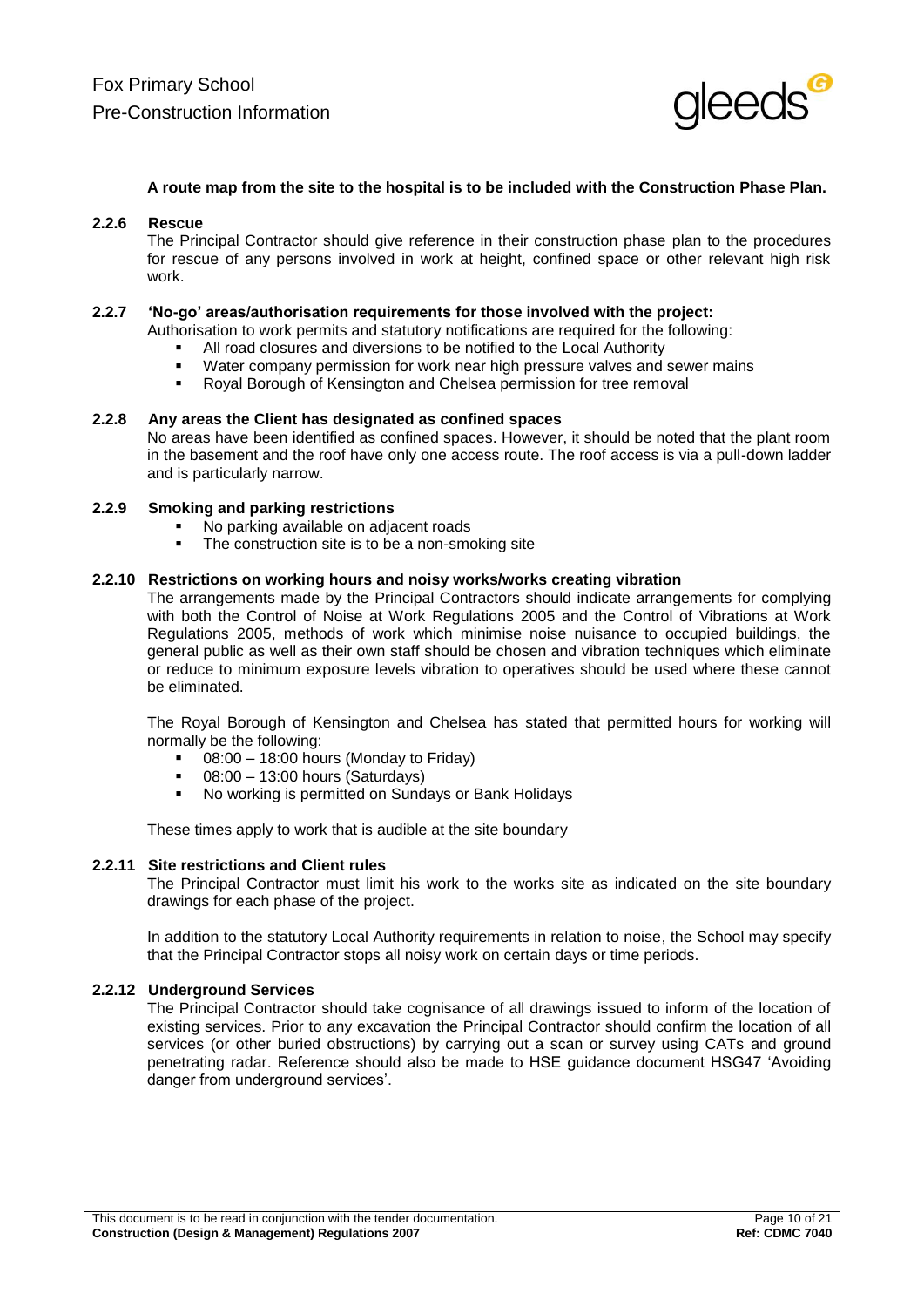**A route map from the site to the hospital is to be included with the Construction Phase Plan.**

#### 2.2.6 Rescue

The Principal Contractor should give reference in their construction phase plan to the procedures for rescue of any persons involved in work at height, confined space or other relevant high risk work.

#### 2.2.7 'No-go' areas/authorisation requirements for those involved with the project:

Authorisation to work permits and statutory notifications are required for the following:

- All road closures and diversions to be notified to the Local Authority
- Water company permission for work near high pressure valves and sewer mains
- Royal Borough of Kensington and Chelsea permission for tree removal

#### 2.2.8 Any areas the Client has designated as confined spaces

No areas have been identified as confined spaces. However, it should be noted that the plant room in the basement and the roof have only one access route. The roof access is via a pull-down ladder and is particularly narrow.

#### 2.2.9 Smoking and parking restrictions

- No parking available on adjacent roads
- The construction site is to be a non-smoking site

#### 2.2.10 Restrictions on working hours and noisy works/works creating vibration

The arrangements made by the Principal Contractors should indicate arrangements for complying with both the Control of Noise at Work Regulations 2005 and the Control of Vibrations at Work Regulations 2005, methods of work which minimise noise nuisance to occupied buildings, the general public as well as their own staff should be chosen and vibration techniques which eliminate or reduce to minimum exposure levels vibration to operatives should be used where these cannot be eliminated.

The Royal Borough of Kensington and Chelsea has stated that permitted hours for working will normally be the following:

- 08:00 – 18:00 hours (Monday to Friday)
- 08:00 – 13:00 hours (Saturdays)
- No working is permitted on Sundays or Bank Holidays

These times apply to work that is audible at the site boundary

#### 2.2.11 Site restrictions and Client rules

The Principal Contractor must limit his work to the works site as indicated on the site boundary drawings for each phase of the project.

In addition to the statutory Local Authority requirements in relation to noise, the School may specify that the Principal Contractor stops all noisy work on certain days or time periods.

#### 2.2.12 Underground Services

The Principal Contractor should take cognisance of all drawings issued to inform of the location of existing services. Prior to any excavation the Principal Contractor should confirm the location of all services (or other buried obstructions) by carrying out a scan or survey using CATs and ground penetrating radar. Reference should also be made to HSE guidance document HSG47 'Avoiding danger from underground services'.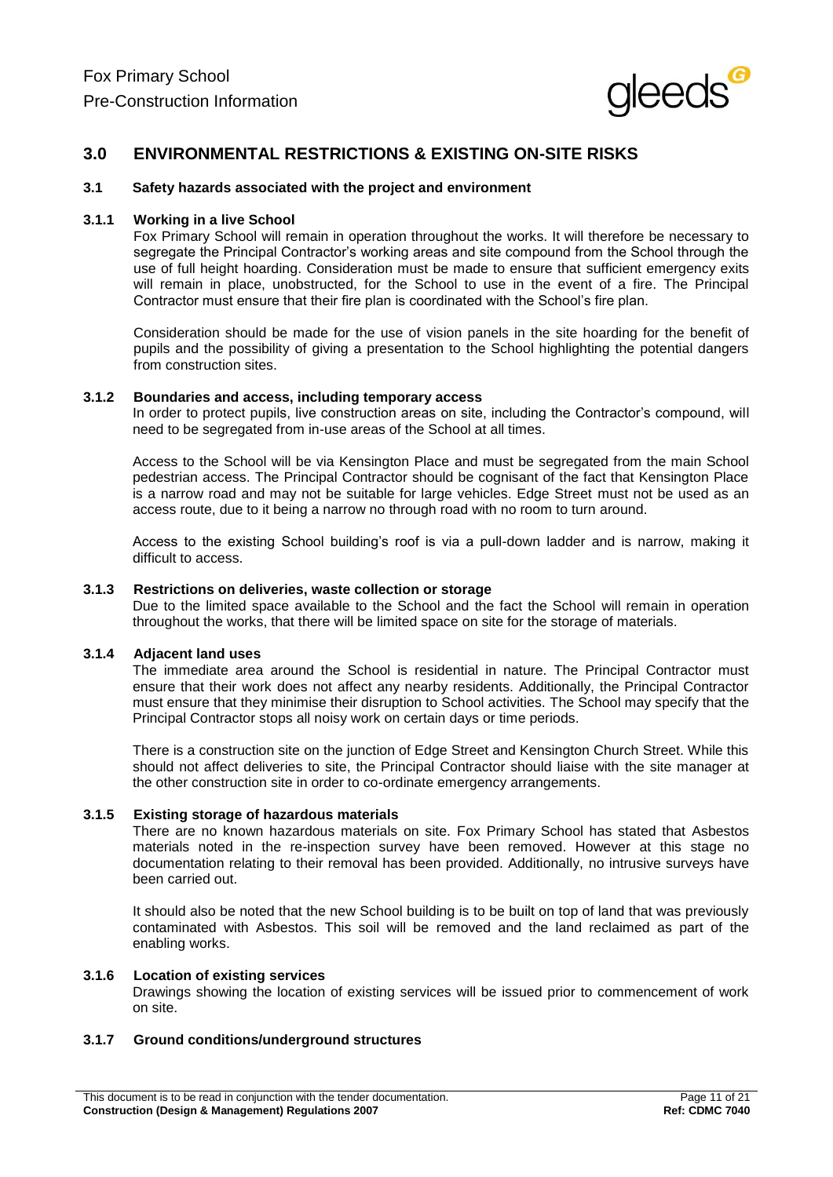## 3.0 ENVIRONMENTAL RESTRICTIONS & EXISTING ON-SITE RISKS

### 3.1 Safety hazards associated with the project and environment

#### 3.1.1 Working in a live School

Fox Primary School will remain in operation throughout the works. It will therefore be necessary to segregate the Principal Contractor's working areas and site compound from the School through the use of full height hoarding. Consideration must be made to ensure that sufficient emergency exits will remain in place, unobstructed, for the School to use in the event of a fire. The Principal Contractor must ensure that their fire plan is coordinated with the School's fire plan.

Consideration should be made for the use of vision panels in the site hoarding for the benefit of pupils and the possibility of giving a presentation to the School highlighting the potential dangers from construction sites.

#### 3.1.2 Boundaries and access, including temporary access

In order to protect pupils, live construction areas on site, including the Contractor's compound, will need to be segregated from in-use areas of the School at all times.

Access to the School will be via Kensington Place and must be segregated from the main School pedestrian access. The Principal Contractor should be cognisant of the fact that Kensington Place is a narrow road and may not be suitable for large vehicles. Edge Street must not be used as an access route, due to it being a narrow no through road with no room to turn around.

Access to the existing School building's roof is via a pull-down ladder and is narrow, making it difficult to access.

#### 3.1.3 Restrictions on deliveries, waste collection or storage

Due to the limited space available to the School and the fact the School will remain in operation throughout the works, that there will be limited space on site for the storage of materials.

#### 3.1.4 Adjacent land uses

The immediate area around the School is residential in nature. The Principal Contractor must ensure that their work does not affect any nearby residents. Additionally, the Principal Contractor must ensure that they minimise their disruption to School activities. The School may specify that the Principal Contractor stops all noisy work on certain days or time periods.

There is a construction site on the junction of Edge Street and Kensington Church Street. While this should not affect deliveries to site, the Principal Contractor should liaise with the site manager at the other construction site in order to co-ordinate emergency arrangements.

#### 3.1.5 Existing storage of hazardous materials

There are no known hazardous materials on site. Fox Primary School has stated that Asbestos materials noted in the re-inspection survey have been removed. However at this stage no documentation relating to their removal has been provided. Additionally, no intrusive surveys have been carried out.

It should also be noted that the new School building is to be built on top of land that was previously contaminated with Asbestos. This soil will be removed and the land reclaimed as part of the enabling works.

#### 3.1.6 Location of existing services

Drawings showing the location of existing services will be issued prior to commencement of work on site.

#### 3.1.7 Ground conditions/underground structures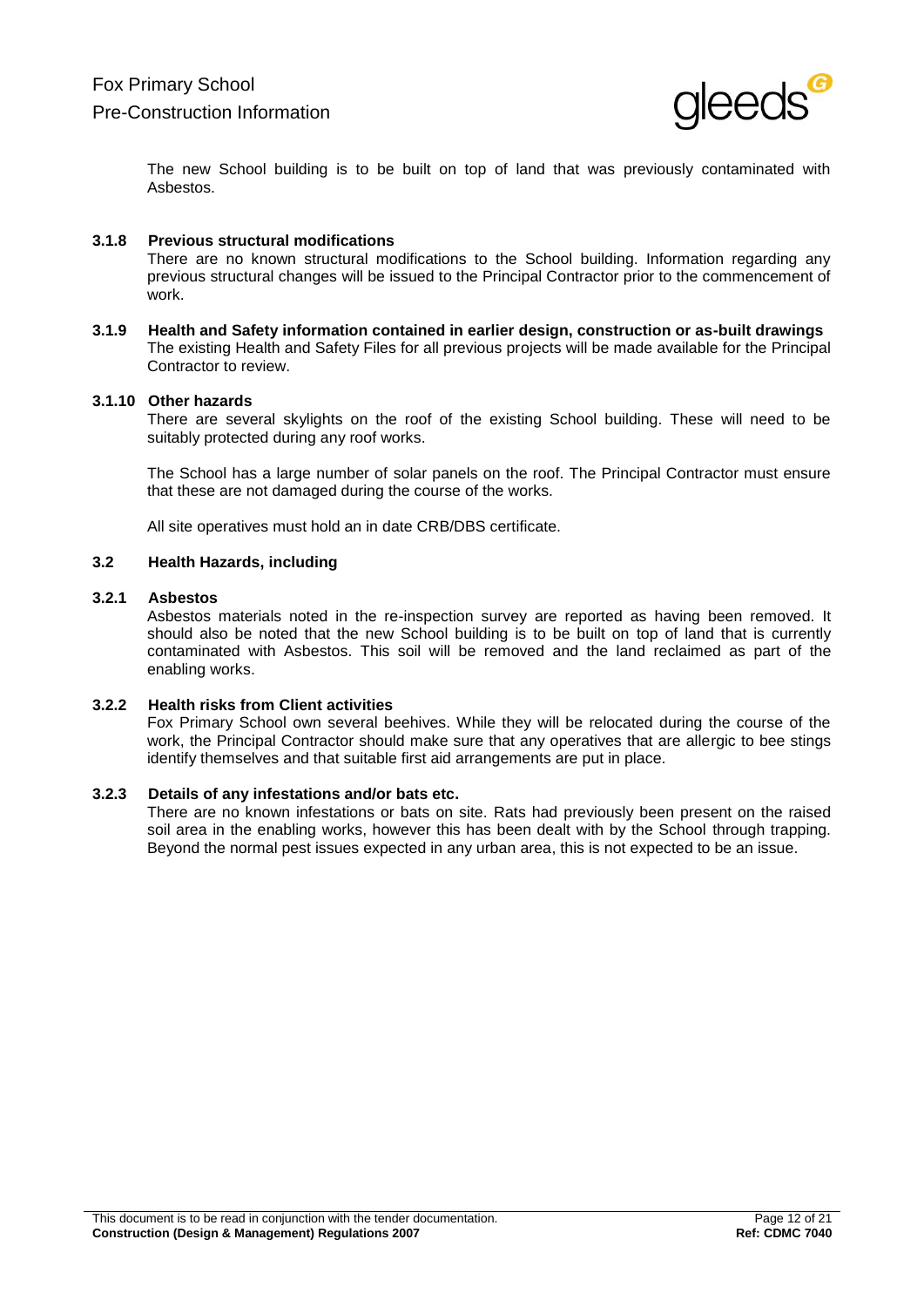The new School building is to be built on top of land that was previously contaminated with Asbestos.

### 3.1.8 Previous structural modifications

There are no known structural modifications to the School building. Information regarding any previous structural changes will be issued to the Principal Contractor prior to the commencement of work.

### 3.1.9 Health and Safety information contained in earlier design, construction or as-built drawings

The existing Health and Safety Files for all previous projects will be made available for the Principal Contractor to review.

### 3.1.10 Other hazards

There are several skylights on the roof of the existing School building. These will need to be suitably protected during any roof works.

The School has a large number of solar panels on the roof. The Principal Contractor must ensure that these are not damaged during the course of the works.

All site operatives must hold an in date CRB/DBS certificate.

## 3.2 Health Hazards, including

### 3.2.1 Asbestos

Asbestos materials noted in the re-inspection survey are reported as having been removed. It should also be noted that the new School building is to be built on top of land that is currently contaminated with Asbestos. This soil will be removed and the land reclaimed as part of the enabling works.

### 3.2.2 Health risks from Client activities

Fox Primary School own several beehives. While they will be relocated during the course of the work, the Principal Contractor should make sure that any operatives that are allergic to bee stings identify themselves and that suitable first aid arrangements are put in place.

### 3.2.3 Details of any infestations and/or bats etc.

There are no known infestations or bats on site. Rats had previously been present on the raised soil area in the enabling works, however this has been dealt with by the School through trapping. Beyond the normal pest issues expected in any urban area, this is not expected to be an issue.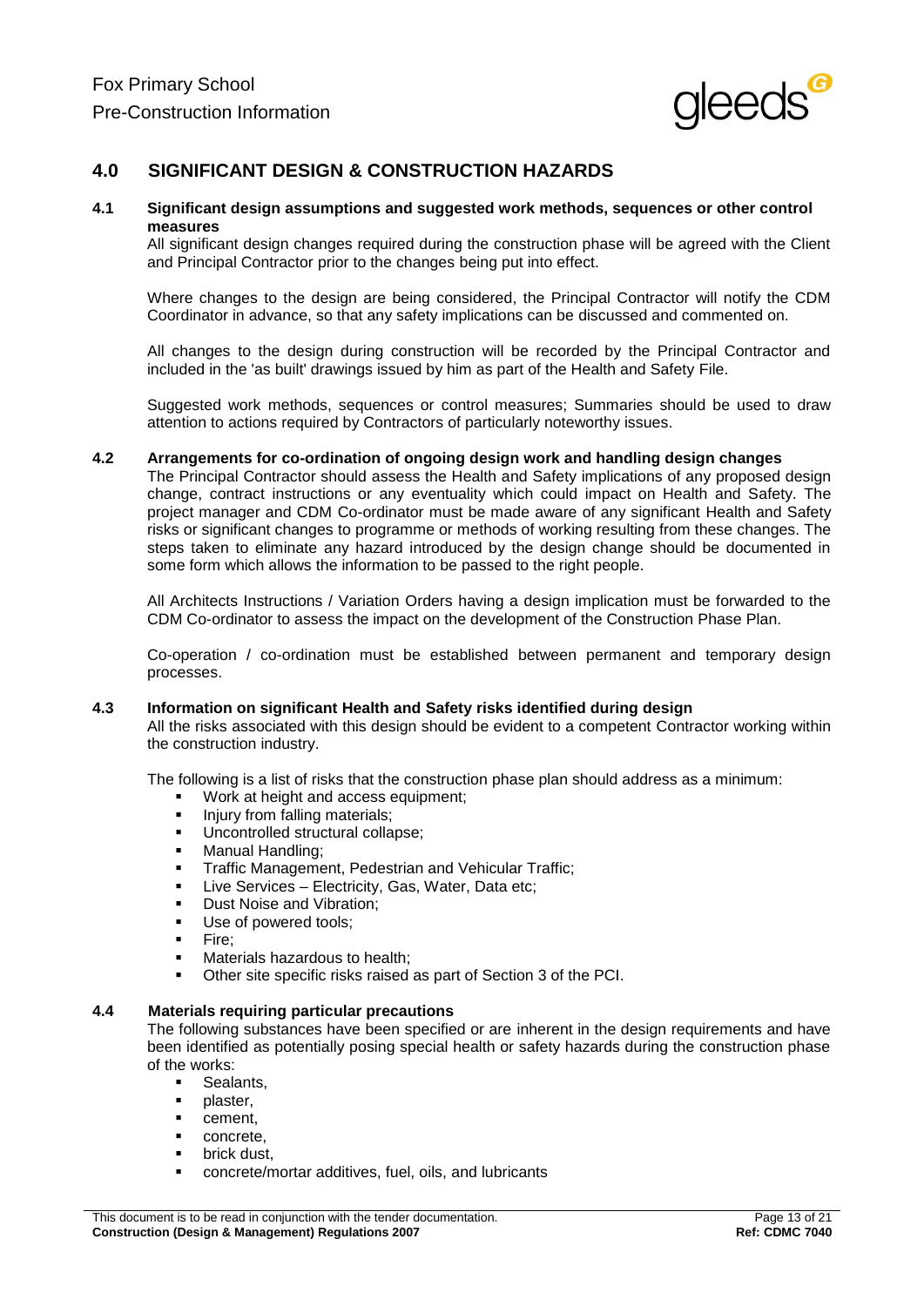## 4.0 SIGNIFICANT DESIGN & CONSTRUCTION HAZARDS

### 4.1 Significant design assumptions and suggested work methods, sequences or other control measures

All significant design changes required during the construction phase will be agreed with the Client and Principal Contractor prior to the changes being put into effect.

Where changes to the design are being considered, the Principal Contractor will notify the CDM Coordinator in advance, so that any safety implications can be discussed and commented on.

All changes to the design during construction will be recorded by the Principal Contractor and included in the 'as built' drawings issued by him as part of the Health and Safety File.

Suggested work methods, sequences or control measures; Summaries should be used to draw attention to actions required by Contractors of particularly noteworthy issues.

### 4.2 Arrangements for co-ordination of ongoing design work and handling design changes

The Principal Contractor should assess the Health and Safety implications of any proposed design change, contract instructions or any eventuality which could impact on Health and Safety. The project manager and CDM Co-ordinator must be made aware of any significant Health and Safety risks or significant changes to programme or methods of working resulting from these changes. The steps taken to eliminate any hazard introduced by the design change should be documented in some form which allows the information to be passed to the right people.

All Architects Instructions / Variation Orders having a design implication must be forwarded to the CDM Co-ordinator to assess the impact on the development of the Construction Phase Plan.

Co-operation / co-ordination must be established between permanent and temporary design processes.

### 4.3 Information on significant Health and Safety risks identified during design

All the risks associated with this design should be evident to a competent Contractor working within the construction industry.

The following is a list of risks that the construction phase plan should address as a minimum:

- Work at height and access equipment;
- Injury from falling materials;
- Uncontrolled structural collapse;
- Manual Handling;
- Traffic Management, Pedestrian and Vehicular Traffic;
- Live Services – Electricity, Gas, Water, Data etc;
- Dust Noise and Vibration;
- Use of powered tools;
- Fire;
- Materials hazardous to health;
- Other site specific risks raised as part of Section 3 of the PCI.

### 4.4 Materials requiring particular precautions

The following substances have been specified or are inherent in the design requirements and have been identified as potentially posing special health or safety hazards during the construction phase of the works:

- Sealants,
- plaster,
- cement,
- concrete,
- brick dust,
- concrete/mortar additives, fuel, oils, and lubricants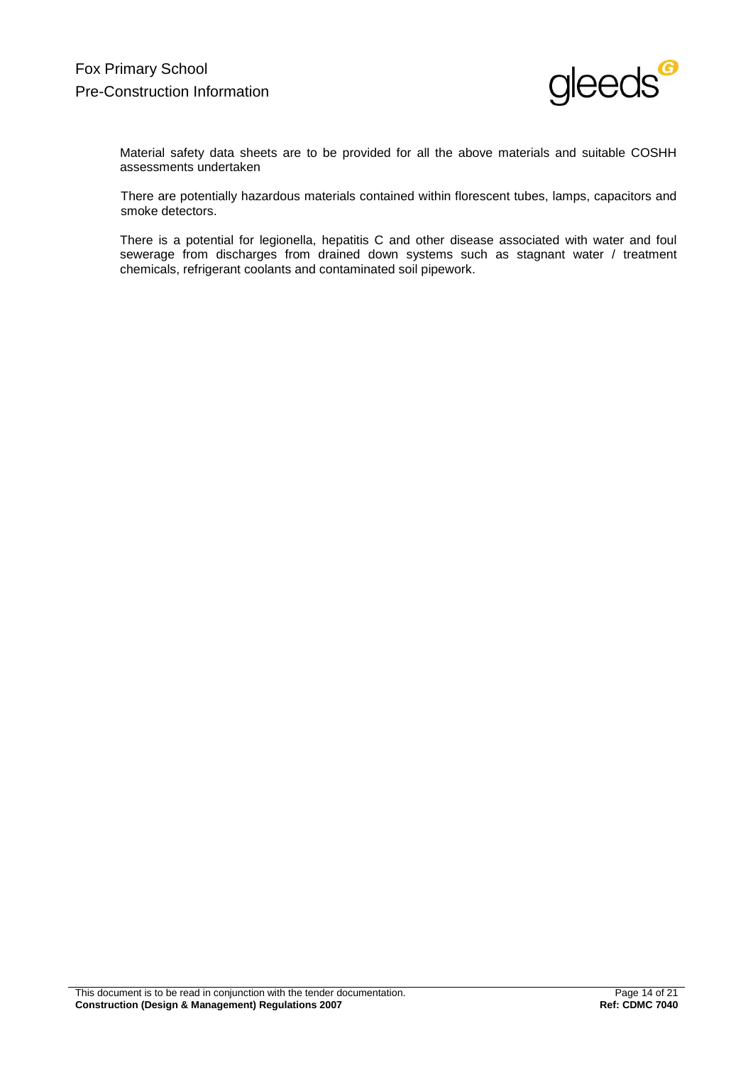Material safety data sheets are to be provided for all the above materials and suitable COSHH assessments undertaken

There are potentially hazardous materials contained within florescent tubes, lamps, capacitors and smoke detectors.

There is a potential for legionella, hepatitis C and other disease associated with water and foul sewerage from discharges from drained down systems such as stagnant water / treatment chemicals, refrigerant coolants and contaminated soil pipework.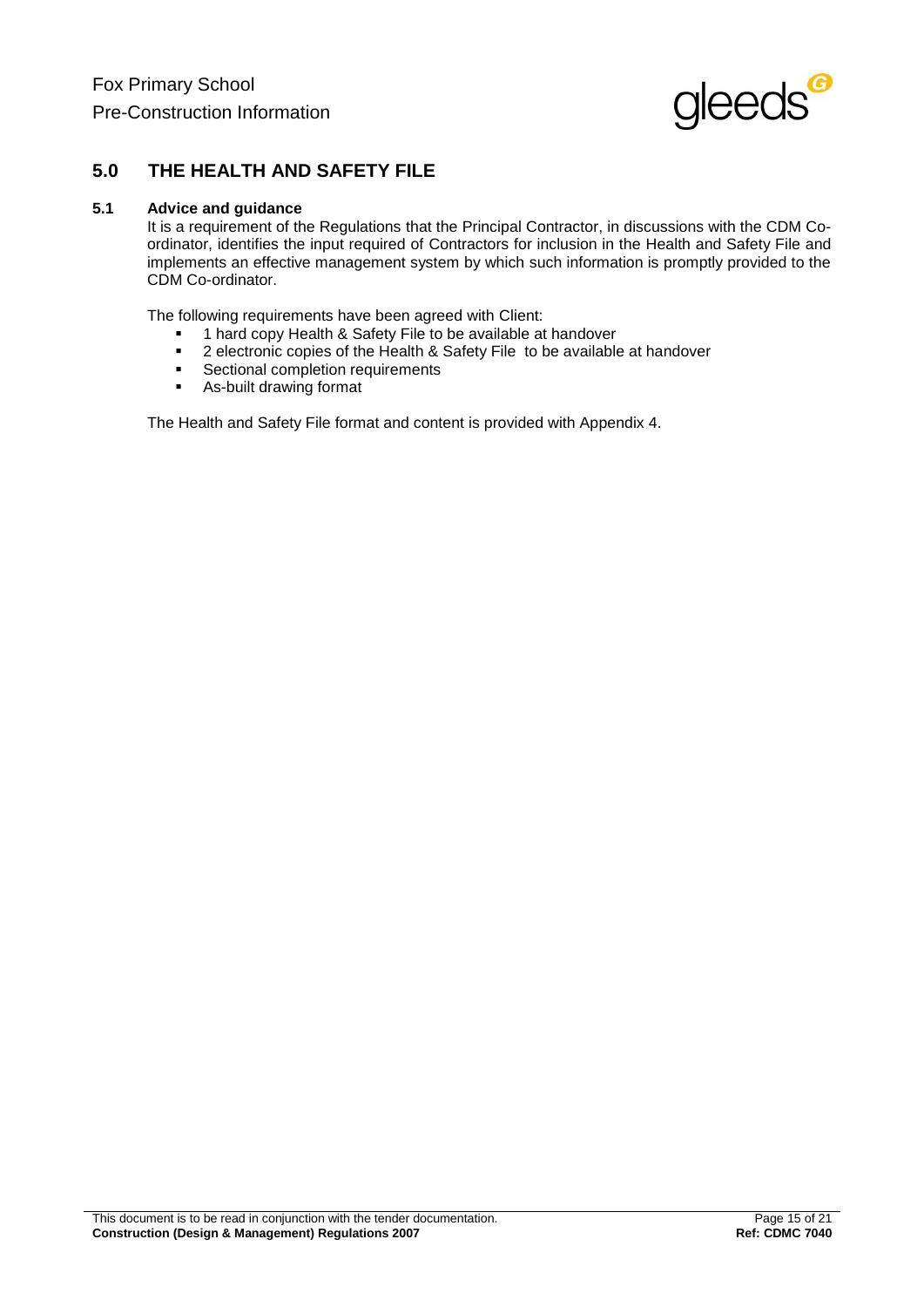## 5.0 THE HEALTH AND SAFETY FILE

### 5.1 Advice and guidance

It is a requirement of the Regulations that the Principal Contractor, in discussions with the CDM Co-ordinator, identifies the input required of Contractors for inclusion in the Health and Safety File and implements an effective management system by which such information is promptly provided to the CDM Co-ordinator.

The following requirements have been agreed with Client:

- 1 hard copy Health & Safety File to be available at handover
- 2 electronic copies of the Health & Safety File to be available at handover
- Sectional completion requirements
- As-built drawing format

The Health and Safety File format and content is provided with Appendix 4.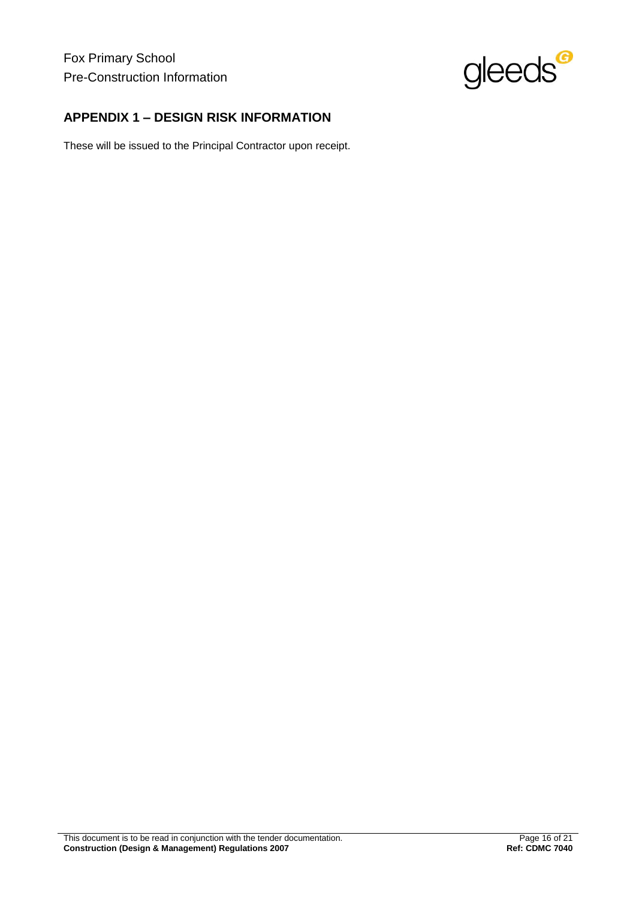## APPENDIX 1 – DESIGN RISK INFORMATION

These will be issued to the Principal Contractor upon receipt.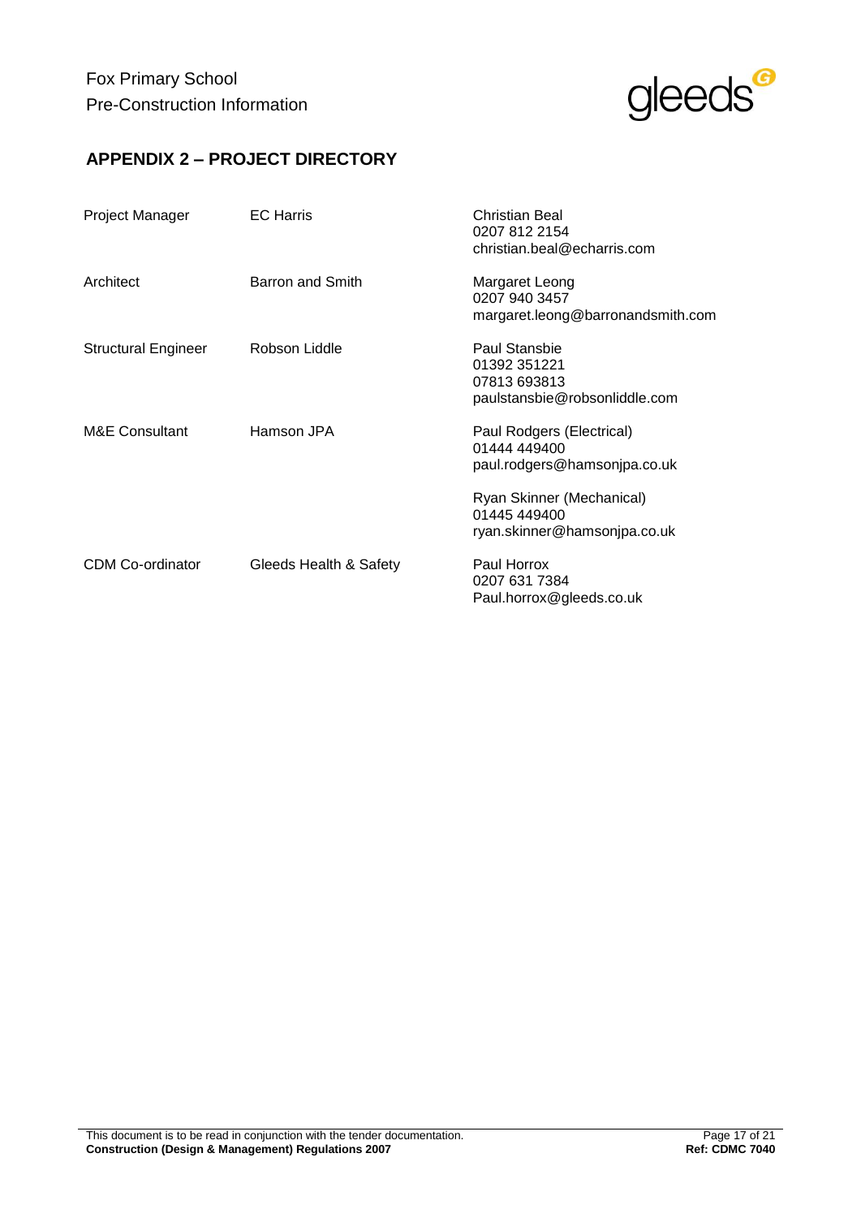## APPENDIX 2 – PROJECT DIRECTORY

| Role | Company | Contact |
| --- | --- | --- |
| Project Manager | EC Harris | Christian Beal<br>0207 812 2154<br>christian.beal@echarris.com |
| Architect | Barron and Smith | Margaret Leong<br>0207 940 3457<br>margaret.leong@barronandsmith.com |
| Structural Engineer | Robson Liddle | Paul Stansbie<br>01392 351221<br>07813 693813<br>paulstansbie@robsonliddle.com |
| M&E Consultant | Hamson JPA | Paul Rodgers (Electrical)<br>01444 449400<br>paul.rodgers@hamsonjpa.co.uk<br><br>Ryan Skinner (Mechanical)<br>01445 449400<br>ryan.skinner@hamsonjpa.co.uk |
| CDM Co-ordinator | Gleeds Health & Safety | Paul Horrox<br>0207 631 7384<br>Paul.horrox@gleeds.co.uk |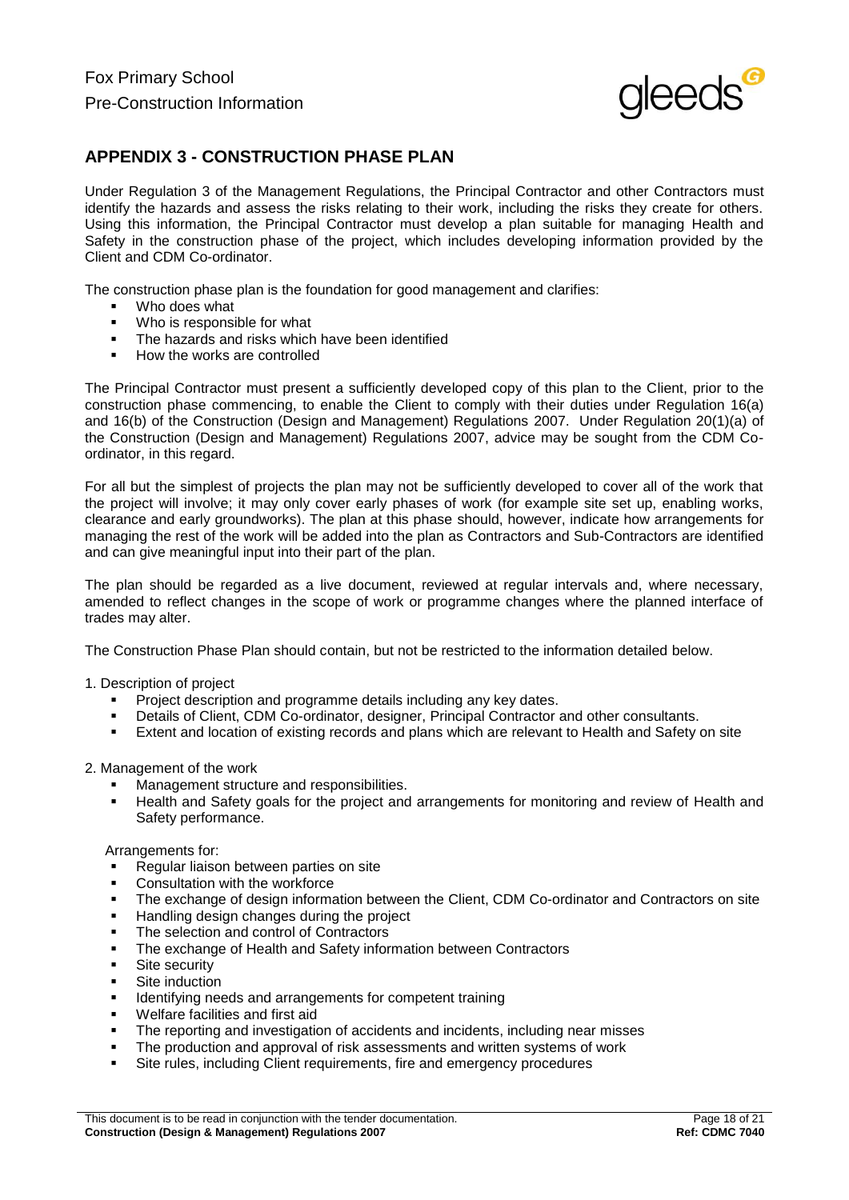## APPENDIX 3 - CONSTRUCTION PHASE PLAN

Under Regulation 3 of the Management Regulations, the Principal Contractor and other Contractors must identify the hazards and assess the risks relating to their work, including the risks they create for others. Using this information, the Principal Contractor must develop a plan suitable for managing Health and Safety in the construction phase of the project, which includes developing information provided by the Client and CDM Co-ordinator.

The construction phase plan is the foundation for good management and clarifies:

- Who does what
- Who is responsible for what
- The hazards and risks which have been identified
- How the works are controlled

The Principal Contractor must present a sufficiently developed copy of this plan to the Client, prior to the construction phase commencing, to enable the Client to comply with their duties under Regulation 16(a) and 16(b) of the Construction (Design and Management) Regulations 2007. Under Regulation 20(1)(a) of the Construction (Design and Management) Regulations 2007, advice may be sought from the CDM Co-ordinator, in this regard.

For all but the simplest of projects the plan may not be sufficiently developed to cover all of the work that the project will involve; it may only cover early phases of work (for example site set up, enabling works, clearance and early groundworks). The plan at this phase should, however, indicate how arrangements for managing the rest of the work will be added into the plan as Contractors and Sub-Contractors are identified and can give meaningful input into their part of the plan.

The plan should be regarded as a live document, reviewed at regular intervals and, where necessary, amended to reflect changes in the scope of work or programme changes where the planned interface of trades may alter.

The Construction Phase Plan should contain, but not be restricted to the information detailed below.

1. Description of project
   - Project description and programme details including any key dates.
   - Details of Client, CDM Co-ordinator, designer, Principal Contractor and other consultants.
   - Extent and location of existing records and plans which are relevant to Health and Safety on site

2. Management of the work
   - Management structure and responsibilities.
   - Health and Safety goals for the project and arrangements for monitoring and review of Health and Safety performance.

   Arrangements for:
   - Regular liaison between parties on site
   - Consultation with the workforce
   - The exchange of design information between the Client, CDM Co-ordinator and Contractors on site
   - Handling design changes during the project
   - The selection and control of Contractors
   - The exchange of Health and Safety information between Contractors
   - Site security
   - Site induction
   - Identifying needs and arrangements for competent training
   - Welfare facilities and first aid
   - The reporting and investigation of accidents and incidents, including near misses
   - The production and approval of risk assessments and written systems of work
   - Site rules, including Client requirements, fire and emergency procedures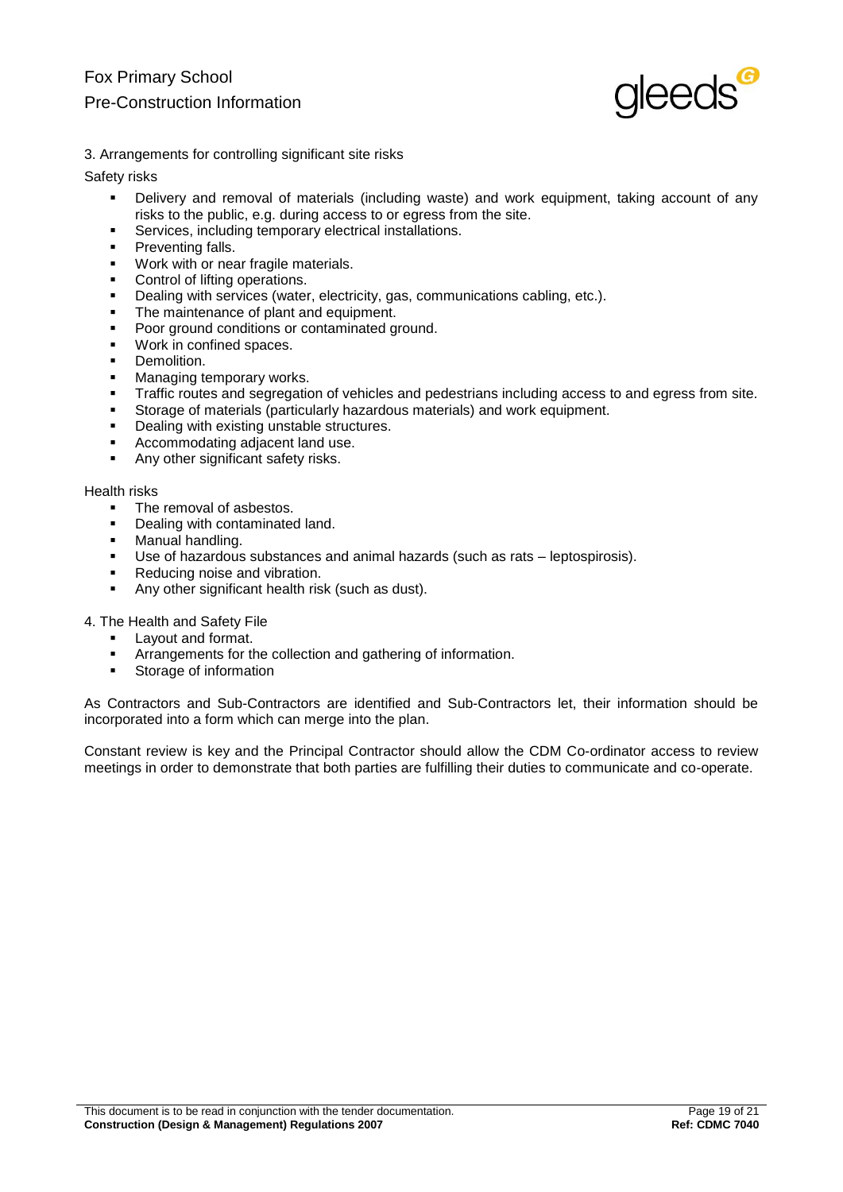3. Arrangements for controlling significant site risks

Safety risks

- Delivery and removal of materials (including waste) and work equipment, taking account of any risks to the public, e.g. during access to or egress from the site.
- Services, including temporary electrical installations.
- Preventing falls.
- Work with or near fragile materials.
- Control of lifting operations.
- Dealing with services (water, electricity, gas, communications cabling, etc.).
- The maintenance of plant and equipment.
- Poor ground conditions or contaminated ground.
- Work in confined spaces.
- Demolition.
- Managing temporary works.
- Traffic routes and segregation of vehicles and pedestrians including access to and egress from site.
- Storage of materials (particularly hazardous materials) and work equipment.
- Dealing with existing unstable structures.
- Accommodating adjacent land use.
- Any other significant safety risks.

Health risks

- The removal of asbestos.
- Dealing with contaminated land.
- Manual handling.
- Use of hazardous substances and animal hazards (such as rats – leptospirosis).
- Reducing noise and vibration.
- Any other significant health risk (such as dust).

4. The Health and Safety File

- Layout and format.
- Arrangements for the collection and gathering of information.
- Storage of information

As Contractors and Sub-Contractors are identified and Sub-Contractors let, their information should be incorporated into a form which can merge into the plan.

Constant review is key and the Principal Contractor should allow the CDM Co-ordinator access to review meetings in order to demonstrate that both parties are fulfilling their duties to communicate and co-operate.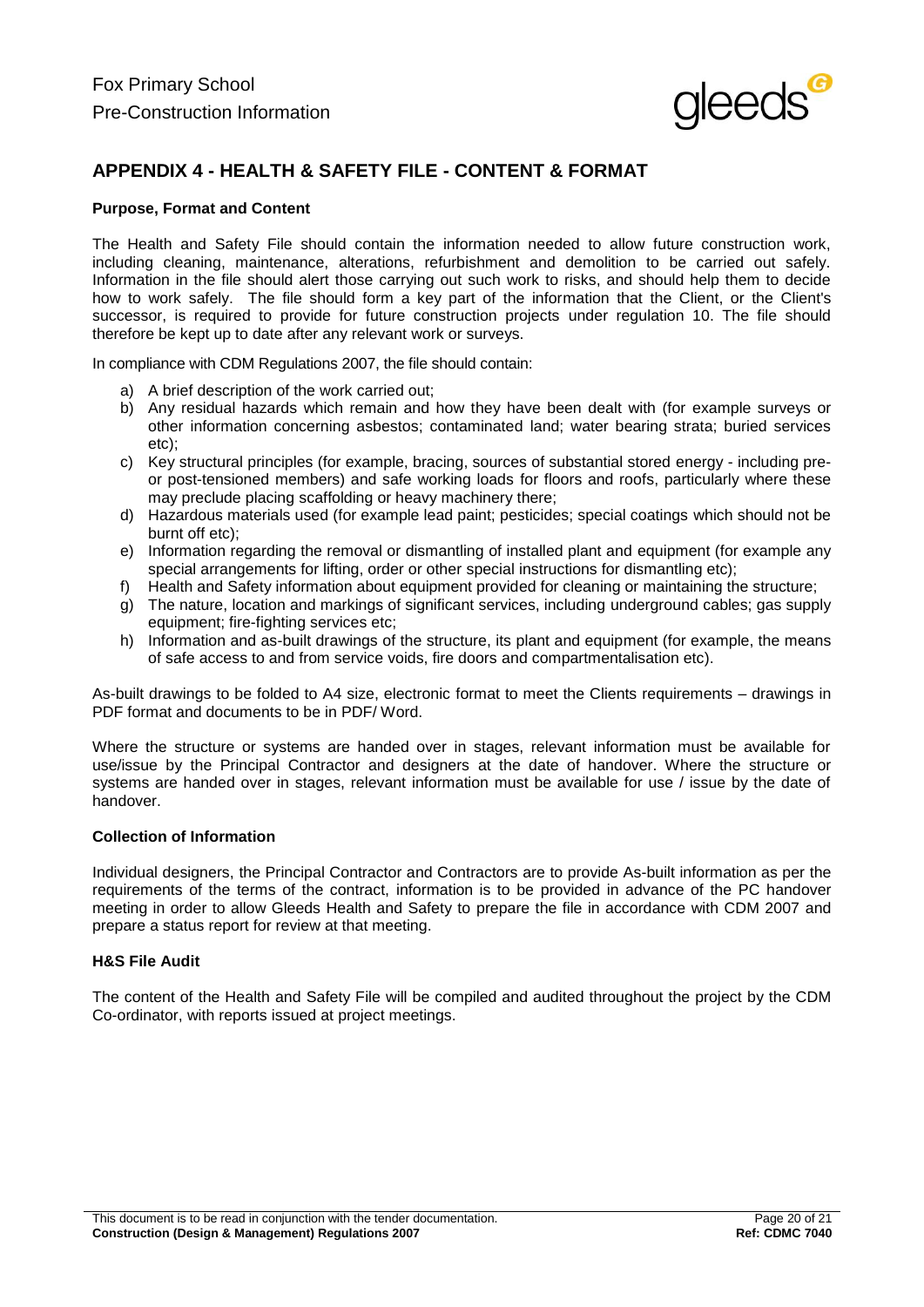## APPENDIX 4 - HEALTH & SAFETY FILE - CONTENT & FORMAT

### Purpose, Format and Content

The Health and Safety File should contain the information needed to allow future construction work, including cleaning, maintenance, alterations, refurbishment and demolition to be carried out safely. Information in the file should alert those carrying out such work to risks, and should help them to decide how to work safely. The file should form a key part of the information that the Client, or the Client's successor, is required to provide for future construction projects under regulation 10. The file should therefore be kept up to date after any relevant work or surveys.

In compliance with CDM Regulations 2007, the file should contain:

a) A brief description of the work carried out;
b) Any residual hazards which remain and how they have been dealt with (for example surveys or other information concerning asbestos; contaminated land; water bearing strata; buried services etc);
c) Key structural principles (for example, bracing, sources of substantial stored energy - including pre- or post-tensioned members) and safe working loads for floors and roofs, particularly where these may preclude placing scaffolding or heavy machinery there;
d) Hazardous materials used (for example lead paint; pesticides; special coatings which should not be burnt off etc);
e) Information regarding the removal or dismantling of installed plant and equipment (for example any special arrangements for lifting, order or other special instructions for dismantling etc);
f) Health and Safety information about equipment provided for cleaning or maintaining the structure;
g) The nature, location and markings of significant services, including underground cables; gas supply equipment; fire-fighting services etc;
h) Information and as-built drawings of the structure, its plant and equipment (for example, the means of safe access to and from service voids, fire doors and compartmentalisation etc).

As-built drawings to be folded to A4 size, electronic format to meet the Clients requirements – drawings in PDF format and documents to be in PDF/ Word.

Where the structure or systems are handed over in stages, relevant information must be available for use/issue by the Principal Contractor and designers at the date of handover. Where the structure or systems are handed over in stages, relevant information must be available for use / issue by the date of handover.

### Collection of Information

Individual designers, the Principal Contractor and Contractors are to provide As-built information as per the requirements of the terms of the contract, information is to be provided in advance of the PC handover meeting in order to allow Gleeds Health and Safety to prepare the file in accordance with CDM 2007 and prepare a status report for review at that meeting.

### H&S File Audit

The content of the Health and Safety File will be compiled and audited throughout the project by the CDM Co-ordinator, with reports issued at project meetings.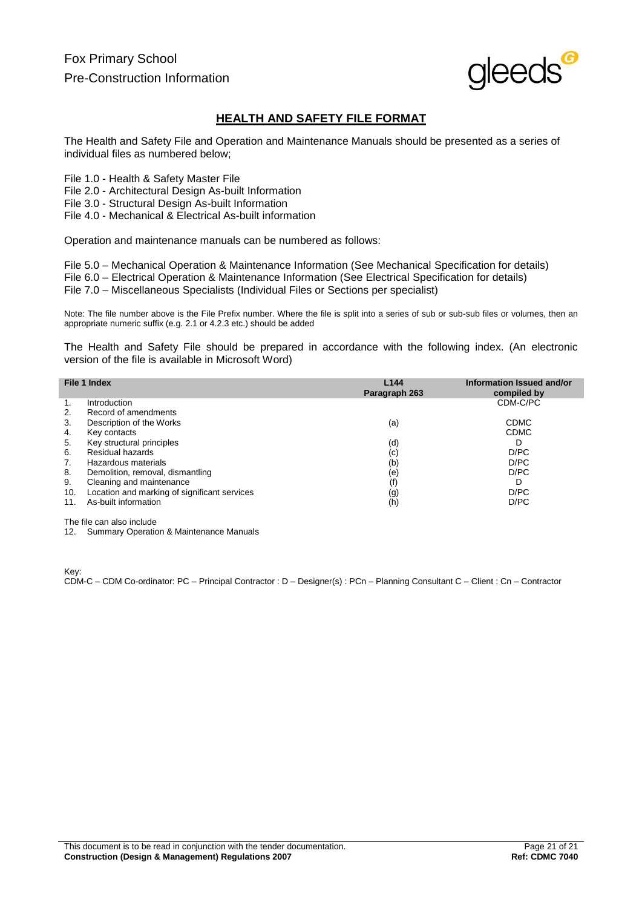## HEALTH AND SAFETY FILE FORMAT

The Health and Safety File and Operation and Maintenance Manuals should be presented as a series of individual files as numbered below;

File 1.0 - Health & Safety Master File
File 2.0 - Architectural Design As-built Information
File 3.0 - Structural Design As-built Information
File 4.0 - Mechanical & Electrical As-built information

Operation and maintenance manuals can be numbered as follows:

File 5.0 – Mechanical Operation & Maintenance Information (See Mechanical Specification for details)
File 6.0 – Electrical Operation & Maintenance Information (See Electrical Specification for details)
File 7.0 – Miscellaneous Specialists (Individual Files or Sections per specialist)

Note: The file number above is the File Prefix number. Where the file is split into a series of sub or sub-sub files or volumes, then an appropriate numeric suffix (e.g. 2.1 or 4.2.3 etc.) should be added

The Health and Safety File should be prepared in accordance with the following index. (An electronic version of the file is available in Microsoft Word)

| File 1 Index | | L144 Paragraph 263 | Information Issued and/or compiled by |
|---|---|---|---|
| 1. | Introduction | | CDM-C/PC |
| 2. | Record of amendments | | |
| 3. | Description of the Works | (a) | CDMC |
| 4. | Key contacts | | CDMC |
| 5. | Key structural principles | (d) | D |
| 6. | Residual hazards | (c) | D/PC |
| 7. | Hazardous materials | (b) | D/PC |
| 8. | Demolition, removal, dismantling | (e) | D/PC |
| 9. | Cleaning and maintenance | (f) | D |
| 10. | Location and marking of significant services | (g) | D/PC |
| 11. | As-built information | (h) | D/PC |

The file can also include
12. Summary Operation & Maintenance Manuals

Key:
CDM-C – CDM Co-ordinator: PC – Principal Contractor : D – Designer(s) : PCn – Planning Consultant C – Client : Cn – Contractor